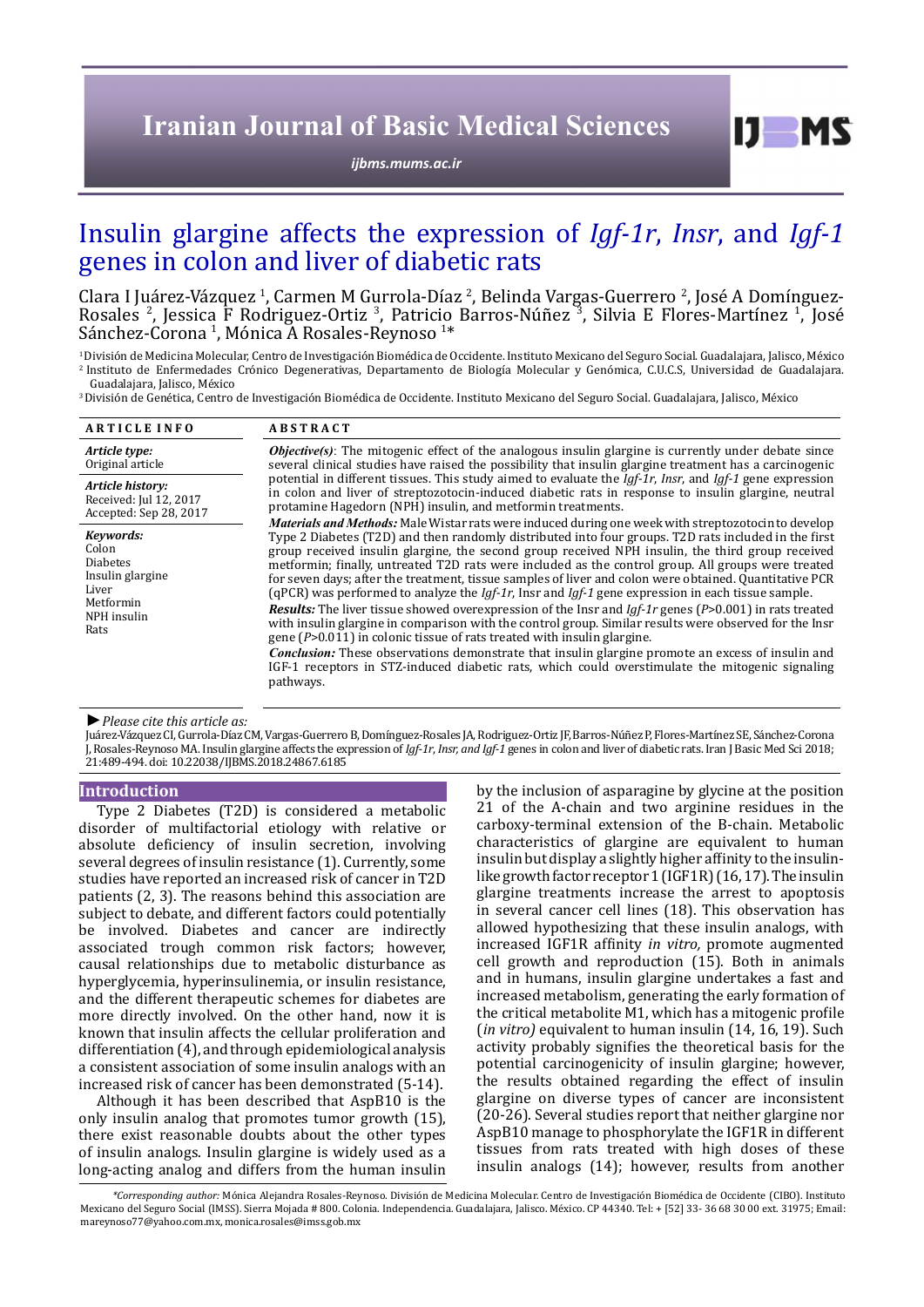# Insulin glargine affects the expression of *Igf-1r*, *Insr*, and *Igf-1* genes in colon and liver of diabetic rats

Clara I Juárez-Vázquez [1], Carmen M Gurrola-Díaz [2], Belinda Vargas-Guerrero [2], José A Domínguez-Rosales [2], Jessica F Rodriguez-Ortiz [3], Patricio Barros-Núñez [3], Silvia E Flores-Martínez [1], José Sánchez-Corona [1], Mónica A Rosales-Reynoso [1]*

[1] División de Medicina Molecular, Centro de Investigación Biomédica de Occidente. Instituto Mexicano del Seguro Social. Guadalajara, Jalisco, México

[2] Instituto de Enfermedades Crónico Degenerativas, Departamento de Biología Molecular y Genómica, C.U.C.S, Universidad de Guadalajara. Guadalajara, Jalisco, México

[3] División de Genética, Centro de Investigación Biomédica de Occidente. Instituto Mexicano del Seguro Social. Guadalajara, Jalisco, México

**ARTICLE INFO**

***Article type:***
Original article

***Article history:***
Received: Jul 12, 2017
Accepted: Sep 28, 2017

***Keywords:***
Colon
Diabetes
Insulin glargine
Liver
Metformin
NPH insulin
Rats

**ABSTRACT**

***Objective(s)***: The mitogenic effect of the analogous insulin glargine is currently under debate since several clinical studies have raised the possibility that insulin glargine treatment has a carcinogenic potential in different tissues. This study aimed to evaluate the *Igf-1r*, *Insr*, and *Igf-1* gene expression in colon and liver of streptozotocin-induced diabetic rats in response to insulin glargine, neutral protamine Hagedorn (NPH) insulin, and metformin treatments.

***Materials and Methods:*** Male Wistar rats were induced during one week with streptozotocin to develop Type 2 Diabetes (T2D) and then randomly distributed into four groups. T2D rats included in the first group received insulin glargine, the second group received NPH insulin, the third group received metformin; finally, untreated T2D rats were included as the control group. All groups were treated for seven days; after the treatment, tissue samples of liver and colon were obtained. Quantitative PCR (qPCR) was performed to analyze the *Igf-1r*, Insr and *Igf-1* gene expression in each tissue sample.

***Results:*** The liver tissue showed overexpression of the Insr and *Igf-1r* genes ($P$<0.001) in rats treated with insulin glargine in comparison with the control group. Similar results were observed for the Insr gene ($P$>0.011) in colonic tissue of rats treated with insulin glargine.

***Conclusion:*** These observations demonstrate that insulin glargine promote an excess of insulin and IGF-1 receptors in STZ-induced diabetic rats, which could overstimulate the mitogenic signaling pathways.

► *Please cite this article as:*

Juárez-Vázquez CI, Gurrola-Díaz CM, Vargas-Guerrero B, Domínguez-Rosales JA, Rodriguez-Ortiz JF, Barros-Núñez P, Flores-Martínez SE, Sánchez-Corona J, Rosales-Reynoso MA. Insulin glargine affects the expression of *Igf-1r, Insr, and Igf-1* genes in colon and liver of diabetic rats. Iran J Basic Med Sci 2018; 21:489-494. doi: 10.22038/IJBMS.2018.24867.6185

## Introduction

Type 2 Diabetes (T2D) is considered a metabolic disorder of multifactorial etiology with relative or absolute deficiency of insulin secretion, involving several degrees of insulin resistance (1). Currently, some studies have reported an increased risk of cancer in T2D patients (2, 3). The reasons behind this association are subject to debate, and different factors could potentially be involved. Diabetes and cancer are indirectly associated trough common risk factors; however, causal relationships due to metabolic disturbance as hyperglycemia, hyperinsulinemia, or insulin resistance, and the different therapeutic schemes for diabetes are more directly involved. On the other hand, now it is known that insulin affects the cellular proliferation and differentiation (4), and through epidemiological analysis a consistent association of some insulin analogs with an increased risk of cancer has been demonstrated (5-14).

Although it has been described that AspB10 is the only insulin analog that promotes tumor growth (15), there exist reasonable doubts about the other types of insulin analogs. Insulin glargine is widely used as a long-acting analog and differs from the human insulin by the inclusion of asparagine by glycine at the position 21 of the A-chain and two arginine residues in the carboxy-terminal extension of the B-chain. Metabolic characteristics of glargine are equivalent to human insulin but display a slightly higher affinity to the insulin-like growth factor receptor 1 (IGF1R) (16, 17). The insulin glargine treatments increase the arrest to apoptosis in several cancer cell lines (18). This observation has allowed hypothesizing that these insulin analogs, with increased IGF1R affinity *in vitro,* promote augmented cell growth and reproduction (15). Both in animals and in humans, insulin glargine undertakes a fast and increased metabolism, generating the early formation of the critical metabolite M1, which has a mitogenic profile (*in vitro)* equivalent to human insulin (14, 16, 19). Such activity probably signifies the theoretical basis for the potential carcinogenicity of insulin glargine; however, the results obtained regarding the effect of insulin glargine on diverse types of cancer are inconsistent (20-26). Several studies report that neither glargine nor AspB10 manage to phosphorylate the IGF1R in different tissues from rats treated with high doses of these insulin analogs (14); however, results from another

*Corresponding author:* Mónica Alejandra Rosales-Reynoso. División de Medicina Molecular. Centro de Investigación Biomédica de Occidente (CIBO). Instituto Mexicano del Seguro Social (IMSS). Sierra Mojada # 800. Colonia. Independencia. Guadalajara, Jalisco. México. CP 44340. Tel: + [52] 33- 36 68 30 00 ext. 31975; Email: mareynoso77@yahoo.com.mx, monica.rosales@imss.gob.mx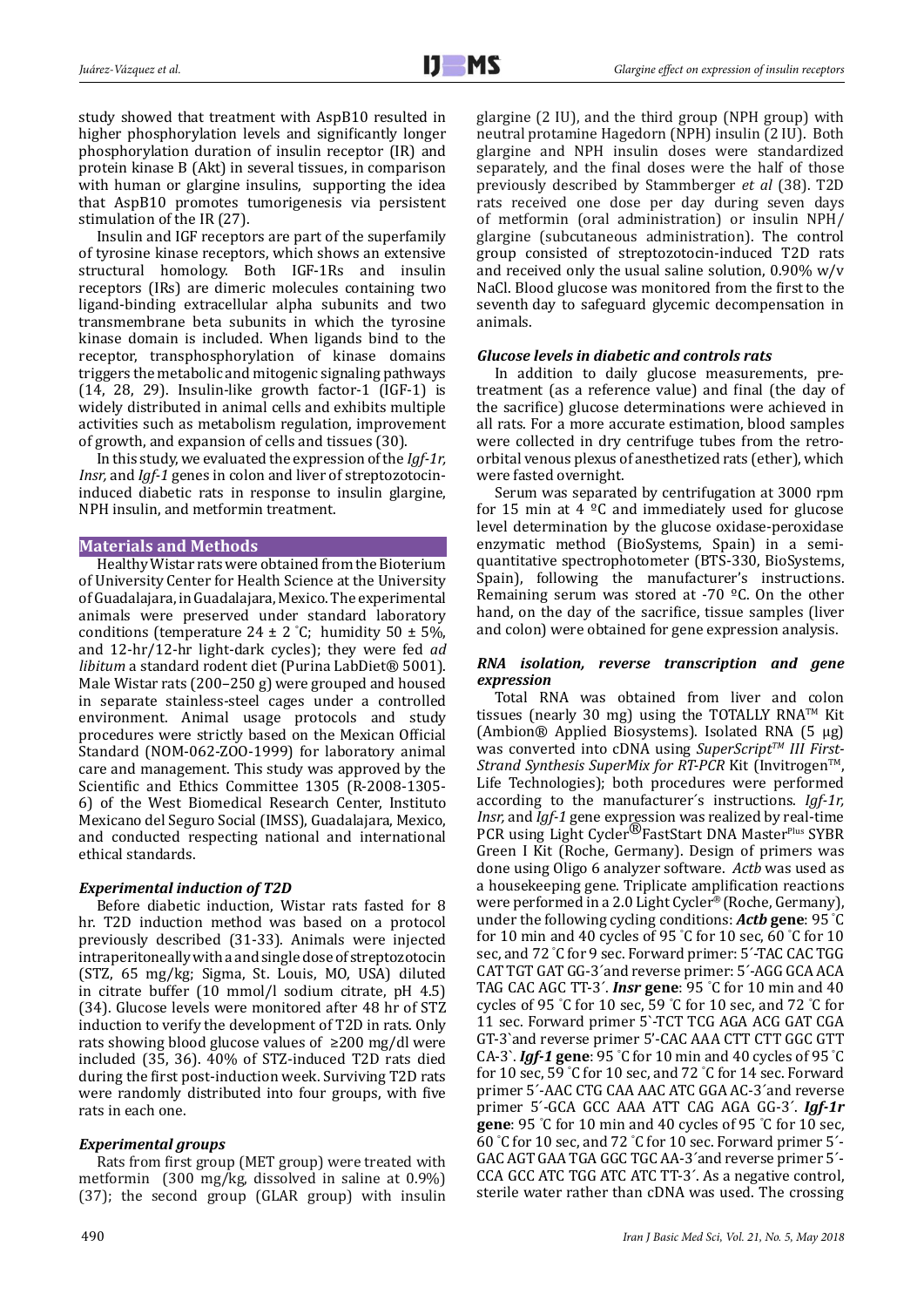study showed that treatment with AspB10 resulted in higher phosphorylation levels and significantly longer phosphorylation duration of insulin receptor (IR) and protein kinase B (Akt) in several tissues, in comparison with human or glargine insulins, supporting the idea that AspB10 promotes tumorigenesis via persistent stimulation of the IR (27).

Insulin and IGF receptors are part of the superfamily of tyrosine kinase receptors, which shows an extensive structural homology. Both IGF-1Rs and insulin receptors (IRs) are dimeric molecules containing two ligand-binding extracellular alpha subunits and two transmembrane beta subunits in which the tyrosine kinase domain is included. When ligands bind to the receptor, transphosphorylation of kinase domains triggers the metabolic and mitogenic signaling pathways (14, 28, 29). Insulin-like growth factor-1 (IGF-1) is widely distributed in animal cells and exhibits multiple activities such as metabolism regulation, improvement of growth, and expansion of cells and tissues (30).

In this study, we evaluated the expression of the *Igf-1r, Insr,* and *Igf-1* genes in colon and liver of streptozotocin-induced diabetic rats in response to insulin glargine, NPH insulin, and metformin treatment.

## Materials and Methods

Healthy Wistar rats were obtained from the Bioterium of University Center for Health Science at the University of Guadalajara, in Guadalajara, Mexico. The experimental animals were preserved under standard laboratory conditions (temperature 24 ± 2 ˚C; humidity 50 ± 5%, and 12-hr/12-hr light-dark cycles); they were fed *ad libitum* a standard rodent diet (Purina LabDiet® 5001). Male Wistar rats (200–250 g) were grouped and housed in separate stainless-steel cages under a controlled environment. Animal usage protocols and study procedures were strictly based on the Mexican Official Standard (NOM-062-ZOO-1999) for laboratory animal care and management. This study was approved by the Scientific and Ethics Committee 1305 (R-2008-1305-6) of the West Biomedical Research Center, Instituto Mexicano del Seguro Social (IMSS), Guadalajara, Mexico, and conducted respecting national and international ethical standards.

### *Experimental induction of T2D*

Before diabetic induction, Wistar rats fasted for 8 hr. T2D induction method was based on a protocol previously described (31-33). Animals were injected intraperitoneally with a and single dose of streptozotocin (STZ, 65 mg/kg; Sigma, St. Louis, MO, USA) diluted in citrate buffer (10 mmol/l sodium citrate, pH 4.5) (34). Glucose levels were monitored after 48 hr of STZ induction to verify the development of T2D in rats. Only rats showing blood glucose values of ≥200 mg/dl were included (35, 36). 40% of STZ-induced T2D rats died during the first post-induction week. Surviving T2D rats were randomly distributed into four groups, with five rats in each one.

### *Experimental groups*

Rats from first group (MET group) were treated with metformin (300 mg/kg, dissolved in saline at 0.9%) (37); the second group (GLAR group) with insulin glargine (2 IU), and the third group (NPH group) with neutral protamine Hagedorn (NPH) insulin (2 IU). Both glargine and NPH insulin doses were standardized separately, and the final doses were the half of those previously described by Stammberger *et al* (38). T2D rats received one dose per day during seven days of metformin (oral administration) or insulin NPH/ glargine (subcutaneous administration). The control group consisted of streptozotocin-induced T2D rats and received only the usual saline solution, 0.90% w/v NaCl. Blood glucose was monitored from the first to the seventh day to safeguard glycemic decompensation in animals.

### *Glucose levels in diabetic and controls rats*

In addition to daily glucose measurements, pre-treatment (as a reference value) and final (the day of the sacrifice) glucose determinations were achieved in all rats. For a more accurate estimation, blood samples were collected in dry centrifuge tubes from the retro-orbital venous plexus of anesthetized rats (ether), which were fasted overnight.

Serum was separated by centrifugation at 3000 rpm for 15 min at 4 ºC and immediately used for glucose level determination by the glucose oxidase-peroxidase enzymatic method (BioSystems, Spain) in a semi-quantitative spectrophotometer (BTS-330, BioSystems, Spain), following the manufacturer's instructions. Remaining serum was stored at -70 ºC. On the other hand, on the day of the sacrifice, tissue samples (liver and colon) were obtained for gene expression analysis.

### *RNA isolation, reverse transcription and gene expression*

Total RNA was obtained from liver and colon tissues (nearly 30 mg) using the TOTALLY RNA™ Kit (Ambion® Applied Biosystems). Isolated RNA (5 µg) was converted into cDNA using *SuperScript™ III First-Strand Synthesis SuperMix for RT-PCR* Kit (Invitrogen™, Life Technologies); both procedures were performed according to the manufacturer´s instructions. *Igf-1r, Insr,* and *Igf-1* gene expression was realized by real-time PCR using Light Cycler® FastStart DNA Master^Plus SYBR Green I Kit (Roche, Germany). Design of primers was done using Oligo 6 analyzer software. *Actb* was used as a housekeeping gene. Triplicate amplification reactions were performed in a 2.0 Light Cycler® (Roche, Germany), under the following cycling conditions: ***Actb* gene**: 95 ˚C for 10 min and 40 cycles of 95 ˚C for 10 sec, 60 ˚C for 10 sec, and 72 ˚C for 9 sec. Forward primer: 5´-TAC CAC TGG CAT TGT GAT GG-3´and reverse primer: 5´-AGG GCA ACA TAG CAC AGC TT-3´. ***Insr* gene**: 95 ˚C for 10 min and 40 cycles of 95 ˚C for 10 sec, 59 ˚C for 10 sec, and 72 ˚C for 11 sec. Forward primer 5`-TCT TCG AGA ACG GAT CGA GT-3`and reverse primer 5'-CAC AAA CTT CTT GGC GTT CA-3`. ***Igf-1* gene**: 95 ˚C for 10 min and 40 cycles of 95 ˚C for 10 sec, 59 ˚C for 10 sec, and 72 ˚C for 14 sec. Forward primer 5´-AAC CTG CAA AAC ATC GGA AC-3´and reverse primer 5´-GCA GCC AAA ATT CAG AGA GG-3´. ***Igf-1r* gene**: 95 ˚C for 10 min and 40 cycles of 95 ˚C for 10 sec, 60 ˚C for 10 sec, and 72 ˚C for 10 sec. Forward primer 5´-GAC AGT GAA TGA GGC TGC AA-3´and reverse primer 5´-CCA GCC ATC TGG ATC ATC TT-3´. As a negative control, sterile water rather than cDNA was used. The crossing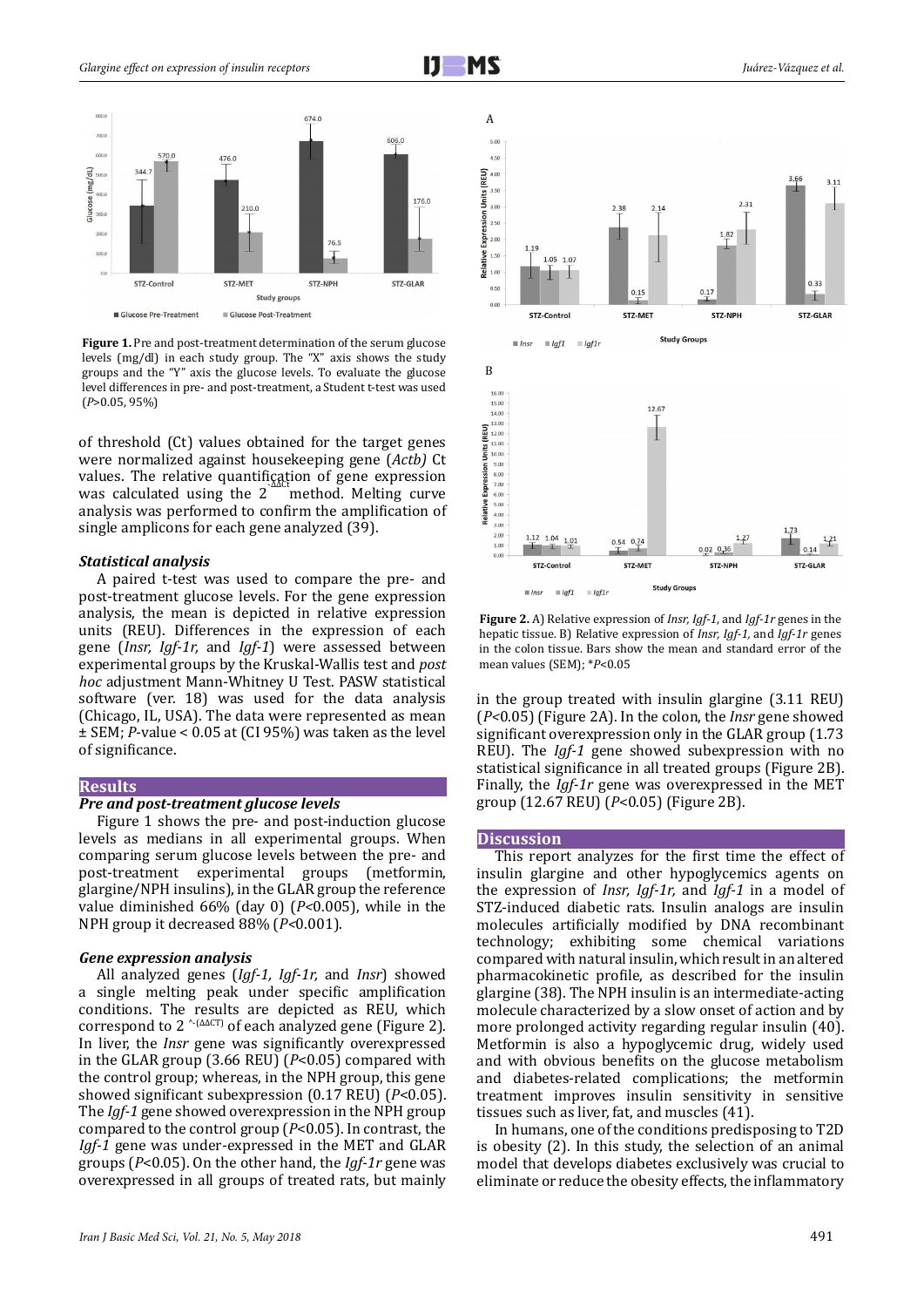**Figure 1.** Pre and post-treatment determination of the serum glucose levels (mg/dl) in each study group. The "X" axis shows the study groups and the "Y" axis the glucose levels. To evaluate the glucose level differences in pre- and post-treatment, a Student t-test was used ($P$>0.05, 95%)

of threshold (Ct) values obtained for the target genes were normalized against housekeeping gene (*Actb)* Ct values. The relative quantification of gene expression was calculated using the $2^{-\Delta\Delta Ct}$ method. Melting curve analysis was performed to confirm the amplification of single amplicons for each gene analyzed (39).

### *Statistical analysis*

A paired t-test was used to compare the pre- and post-treatment glucose levels. For the gene expression analysis, the mean is depicted in relative expression units (REU). Differences in the expression of each gene (*Insr, Igf-1r,* and *Igf-1*) were assessed between experimental groups by the Kruskal-Wallis test and *post hoc* adjustment Mann-Whitney U Test. PASW statistical software (ver. 18) was used for the data analysis (Chicago, IL, USA). The data were represented as mean ± SEM; $P$-value < 0.05 at (CI 95%) was taken as the level of significance.

## Results

### *Pre and post-treatment glucose levels*

Figure 1 shows the pre- and post-induction glucose levels as medians in all experimental groups. When comparing serum glucose levels between the pre- and post-treatment experimental groups (metformin, glargine/NPH insulins), in the GLAR group the reference value diminished 66% (day 0) ($P$<0.005), while in the NPH group it decreased 88% ($P$<0.001).

### *Gene expression analysis*

All analyzed genes (*Igf-1, Igf-1r,* and *Insr*) showed a single melting peak under specific amplification conditions. The results are depicted as REU, which correspond to $2^{-(\Delta\Delta CT)}$ of each analyzed gene (Figure 2). In liver, the *Insr* gene was significantly overexpressed in the GLAR group (3.66 REU) ($P$<0.05) compared with the control group; whereas, in the NPH group, this gene showed significant subexpression (0.17 REU) ($P$<0.05). The *Igf-1* gene showed overexpression in the NPH group compared to the control group ($P$<0.05). In contrast, the *Igf-1* gene was under-expressed in the MET and GLAR groups ($P$<0.05). On the other hand, the *Igf-1r* gene was overexpressed in all groups of treated rats, but mainly in the group treated with insulin glargine (3.11 REU) ($P$<0.05) (Figure 2A). In the colon, the *Insr* gene showed significant overexpression only in the GLAR group (1.73 REU). The *Igf-1* gene showed subexpression with no statistical significance in all treated groups (Figure 2B). Finally, the *Igf-1r* gene was overexpressed in the MET group (12.67 REU) ($P$<0.05) (Figure 2B).

**Figure 2.** A) Relative expression of *Insr, Igf-1,* and *Igf-1r* genes in the hepatic tissue. B) Relative expression of *Insr, Igf-1,* and *Igf-1r* genes in the colon tissue. Bars show the mean and standard error of the mean values (SEM); *$P$<0.05

## Discussion

This report analyzes for the first time the effect of insulin glargine and other hypoglycemics agents on the expression of *Insr, Igf-1r,* and *Igf-1* in a model of STZ-induced diabetic rats. Insulin analogs are insulin molecules artificially modified by DNA recombinant technology; exhibiting some chemical variations compared with natural insulin, which result in an altered pharmacokinetic profile, as described for the insulin glargine (38). The NPH insulin is an intermediate-acting molecule characterized by a slow onset of action and by more prolonged activity regarding regular insulin (40). Metformin is also a hypoglycemic drug, widely used and with obvious benefits on the glucose metabolism and diabetes-related complications; the metformin treatment improves insulin sensitivity in sensitive tissues such as liver, fat, and muscles (41).

In humans, one of the conditions predisposing to T2D is obesity (2). In this study, the selection of an animal model that develops diabetes exclusively was crucial to eliminate or reduce the obesity effects, the inflammatory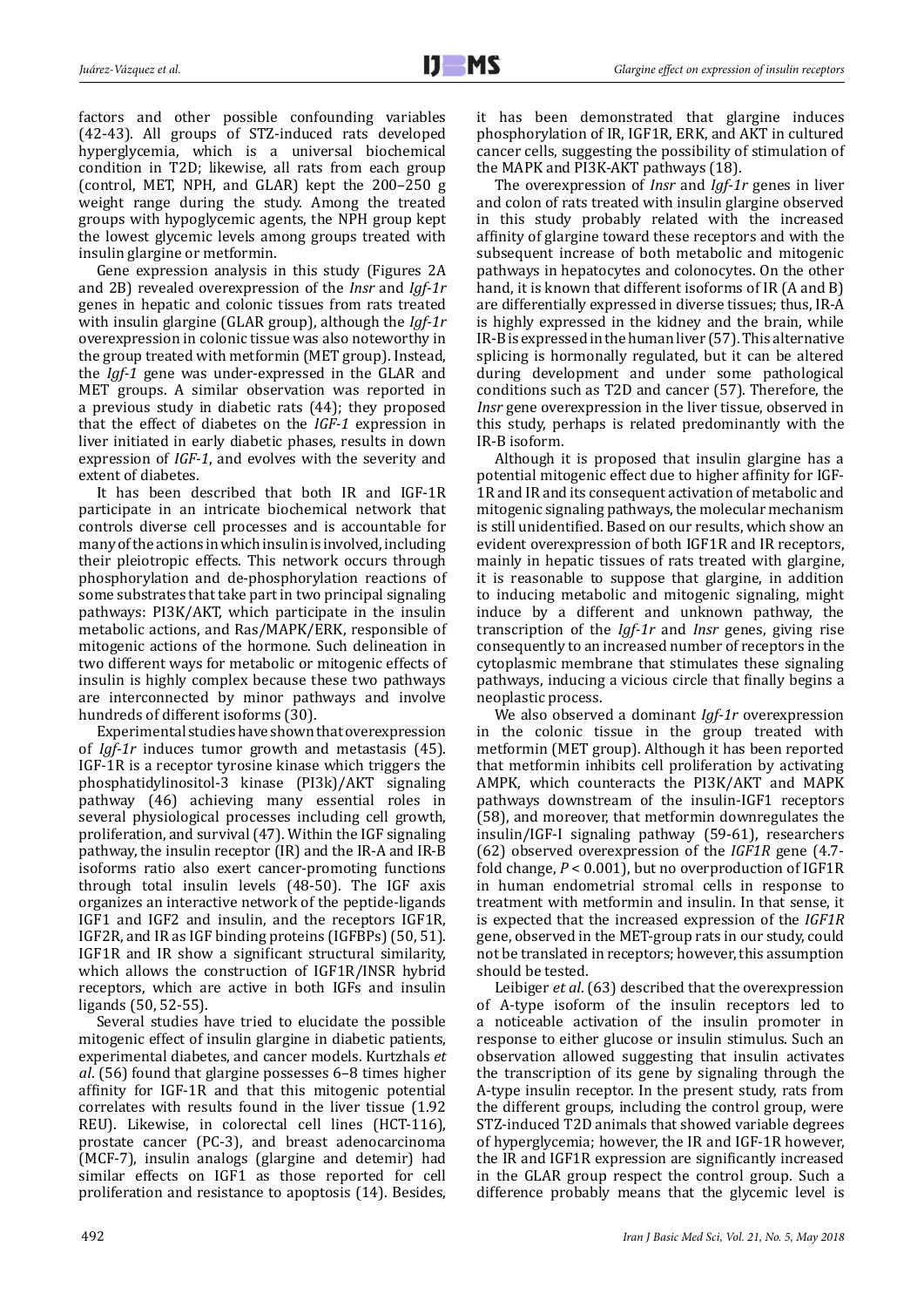factors and other possible confounding variables (42-43). All groups of STZ-induced rats developed hyperglycemia, which is a universal biochemical condition in T2D; likewise, all rats from each group (control, MET, NPH, and GLAR) kept the 200–250 g weight range during the study. Among the treated groups with hypoglycemic agents, the NPH group kept the lowest glycemic levels among groups treated with insulin glargine or metformin.

Gene expression analysis in this study (Figures 2A and 2B) revealed overexpression of the *Insr* and *Igf-1r* genes in hepatic and colonic tissues from rats treated with insulin glargine (GLAR group), although the *Igf-1r* overexpression in colonic tissue was also noteworthy in the group treated with metformin (MET group). Instead, the *Igf-1* gene was under-expressed in the GLAR and MET groups. A similar observation was reported in a previous study in diabetic rats (44); they proposed that the effect of diabetes on the *IGF-1* expression in liver initiated in early diabetic phases, results in down expression of *IGF-1*, and evolves with the severity and extent of diabetes.

It has been described that both IR and IGF-1R participate in an intricate biochemical network that controls diverse cell processes and is accountable for many of the actions in which insulin is involved, including their pleiotropic effects. This network occurs through phosphorylation and de-phosphorylation reactions of some substrates that take part in two principal signaling pathways: PI3K/AKT, which participate in the insulin metabolic actions, and Ras/MAPK/ERK, responsible of mitogenic actions of the hormone. Such delineation in two different ways for metabolic or mitogenic effects of insulin is highly complex because these two pathways are interconnected by minor pathways and involve hundreds of different isoforms (30).

Experimental studies have shown that overexpression of *Igf-1r* induces tumor growth and metastasis (45). IGF-1R is a receptor tyrosine kinase which triggers the phosphatidylinositol-3 kinase (PI3k)/AKT signaling pathway (46) achieving many essential roles in several physiological processes including cell growth, proliferation, and survival (47). Within the IGF signaling pathway, the insulin receptor (IR) and the IR-A and IR-B isoforms ratio also exert cancer-promoting functions through total insulin levels (48-50). The IGF axis organizes an interactive network of the peptide-ligands IGF1 and IGF2 and insulin, and the receptors IGF1R, IGF2R, and IR as IGF binding proteins (IGFBPs) (50, 51). IGF1R and IR show a significant structural similarity, which allows the construction of IGF1R/INSR hybrid receptors, which are active in both IGFs and insulin ligands (50, 52-55).

Several studies have tried to elucidate the possible mitogenic effect of insulin glargine in diabetic patients, experimental diabetes, and cancer models. Kurtzhals *et al*. (56) found that glargine possesses 6–8 times higher affinity for IGF-1R and that this mitogenic potential correlates with results found in the liver tissue (1.92 REU). Likewise, in colorectal cell lines (HCT-116), prostate cancer (PC-3), and breast adenocarcinoma (MCF-7), insulin analogs (glargine and detemir) had similar effects on IGF1 as those reported for cell proliferation and resistance to apoptosis (14). Besides, it has been demonstrated that glargine induces phosphorylation of IR, IGF1R, ERK, and AKT in cultured cancer cells, suggesting the possibility of stimulation of the MAPK and PI3K-AKT pathways (18).

The overexpression of *Insr* and *Igf-1r* genes in liver and colon of rats treated with insulin glargine observed in this study probably related with the increased affinity of glargine toward these receptors and with the subsequent increase of both metabolic and mitogenic pathways in hepatocytes and colonocytes. On the other hand, it is known that different isoforms of IR (A and B) are differentially expressed in diverse tissues; thus, IR-A is highly expressed in the kidney and the brain, while IR-B is expressed in the human liver (57). This alternative splicing is hormonally regulated, but it can be altered during development and under some pathological conditions such as T2D and cancer (57). Therefore, the *Insr* gene overexpression in the liver tissue, observed in this study, perhaps is related predominantly with the IR-B isoform.

Although it is proposed that insulin glargine has a potential mitogenic effect due to higher affinity for IGF-1R and IR and its consequent activation of metabolic and mitogenic signaling pathways, the molecular mechanism is still unidentified. Based on our results, which show an evident overexpression of both IGF1R and IR receptors, mainly in hepatic tissues of rats treated with glargine, it is reasonable to suppose that glargine, in addition to inducing metabolic and mitogenic signaling, might induce by a different and unknown pathway, the transcription of the *Igf-1r* and *Insr* genes, giving rise consequently to an increased number of receptors in the cytoplasmic membrane that stimulates these signaling pathways, inducing a vicious circle that finally begins a neoplastic process.

We also observed a dominant *Igf-1r* overexpression in the colonic tissue in the group treated with metformin (MET group). Although it has been reported that metformin inhibits cell proliferation by activating AMPK, which counteracts the PI3K/AKT and MAPK pathways downstream of the insulin-IGF1 receptors (58), and moreover, that metformin downregulates the insulin/IGF-I signaling pathway (59-61), researchers (62) observed overexpression of the *IGF1R* gene (4.7-fold change, $P < 0.001$), but no overproduction of IGF1R in human endometrial stromal cells in response to treatment with metformin and insulin. In that sense, it is expected that the increased expression of the *IGF1R* gene, observed in the MET-group rats in our study, could not be translated in receptors; however, this assumption should be tested.

Leibiger *et al*. (63) described that the overexpression of A-type isoform of the insulin receptors led to a noticeable activation of the insulin promoter in response to either glucose or insulin stimulus. Such an observation allowed suggesting that insulin activates the transcription of its gene by signaling through the A-type insulin receptor. In the present study, rats from the different groups, including the control group, were STZ-induced T2D animals that showed variable degrees of hyperglycemia; however, the IR and IGF-1R however, the IR and IGF1R expression are significantly increased in the GLAR group respect the control group. Such a difference probably means that the glycemic level is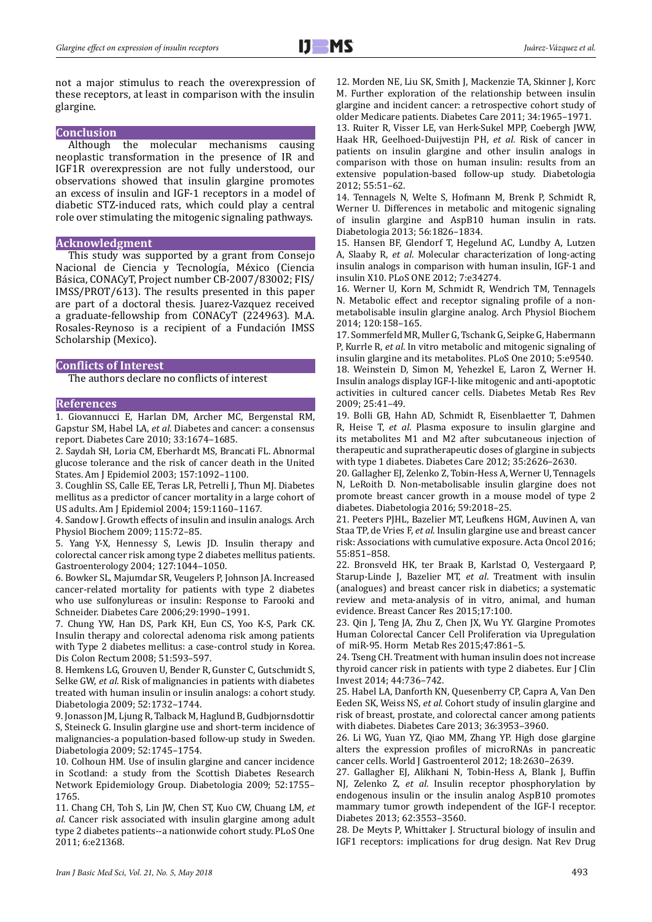not a major stimulus to reach the overexpression of these receptors, at least in comparison with the insulin glargine.

## Conclusion

Although the molecular mechanisms causing neoplastic transformation in the presence of IR and IGF1R overexpression are not fully understood, our observations showed that insulin glargine promotes an excess of insulin and IGF-1 receptors in a model of diabetic STZ-induced rats, which could play a central role over stimulating the mitogenic signaling pathways.

## Acknowledgment

This study was supported by a grant from Consejo Nacional de Ciencia y Tecnología, México (Ciencia Básica, CONACyT, Project number CB-2007/83002; FIS/IMSS/PROT/613). The results presented in this paper are part of a doctoral thesis. Juarez-Vazquez received a graduate-fellowship from CONACyT (224963). M.A. Rosales-Reynoso is a recipient of a Fundación IMSS Scholarship (Mexico).

## Conflicts of Interest

The authors declare no conflicts of interest

## References

1. Giovannucci E, Harlan DM, Archer MC, Bergenstal RM, Gapstur SM, Habel LA, *et al*. Diabetes and cancer: a consensus report. Diabetes Care 2010; 33:1674–1685.
2. Saydah SH, Loria CM, Eberhardt MS, Brancati FL. Abnormal glucose tolerance and the risk of cancer death in the United States. Am J Epidemiol 2003; 157:1092–1100.
3. Coughlin SS, Calle EE, Teras LR, Petrelli J, Thun MJ. Diabetes mellitus as a predictor of cancer mortality in a large cohort of US adults. Am J Epidemiol 2004; 159:1160–1167.
4. Sandow J. Growth effects of insulin and insulin analogs. Arch Physiol Biochem 2009; 115:72–85.
5. Yang Y-X, Hennessy S, Lewis JD. Insulin therapy and colorectal cancer risk among type 2 diabetes mellitus patients. Gastroenterology 2004; 127:1044–1050.
6. Bowker SL, Majumdar SR, Veugelers P, Johnson JA. Increased cancer-related mortality for patients with type 2 diabetes who use sulfonylureas or insulin: Response to Farooki and Schneider. Diabetes Care 2006;29:1990–1991.
7. Chung YW, Han DS, Park KH, Eun CS, Yoo K-S, Park CK. Insulin therapy and colorectal adenoma risk among patients with Type 2 diabetes mellitus: a case-control study in Korea. Dis Colon Rectum 2008; 51:593–597.
8. Hemkens LG, Grouven U, Bender R, Gunster C, Gutschmidt S, Selke GW, *et al*. Risk of malignancies in patients with diabetes treated with human insulin or insulin analogs: a cohort study. Diabetologia 2009; 52:1732–1744.
9. Jonasson JM, Ljung R, Talback M, Haglund B, Gudbjornsdottir S, Steineck G. Insulin glargine use and short-term incidence of malignancies-a population-based follow-up study in Sweden. Diabetologia 2009; 52:1745–1754.
10. Colhoun HM. Use of insulin glargine and cancer incidence in Scotland: a study from the Scottish Diabetes Research Network Epidemiology Group. Diabetologia 2009; 52:1755–1765.
11. Chang CH, Toh S, Lin JW, Chen ST, Kuo CW, Chuang LM, *et al*. Cancer risk associated with insulin glargine among adult type 2 diabetes patients--a nationwide cohort study. PLoS One 2011; 6:e21368.
12. Morden NE, Liu SK, Smith J, Mackenzie TA, Skinner J, Korc M. Further exploration of the relationship between insulin glargine and incident cancer: a retrospective cohort study of older Medicare patients. Diabetes Care 2011; 34:1965–1971.
13. Ruiter R, Visser LE, van Herk-Sukel MPP, Coebergh JWW, Haak HR, Geelhoed-Duijvestijn PH, *et al*. Risk of cancer in patients on insulin glargine and other insulin analogs in comparison with those on human insulin: results from an extensive population-based follow-up study. Diabetologia 2012; 55:51–62.
14. Tennagels N, Welte S, Hofmann M, Brenk P, Schmidt R, Werner U. Differences in metabolic and mitogenic signaling of insulin glargine and AspB10 human insulin in rats. Diabetologia 2013; 56:1826–1834.
15. Hansen BF, Glendorf T, Hegelund AC, Lundby A, Lutzen A, Slaaby R, *et al*. Molecular characterization of long-acting insulin analogs in comparison with human insulin, IGF-1 and insulin X10. PLoS ONE 2012; 7:e34274.
16. Werner U, Korn M, Schmidt R, Wendrich TM, Tennagels N. Metabolic effect and receptor signaling profile of a non-metabolisable insulin glargine analog. Arch Physiol Biochem 2014; 120:158–165.
17. Sommerfeld MR, Muller G, Tschank G, Seipke G, Habermann P, Kurrle R, *et al*. In vitro metabolic and mitogenic signaling of insulin glargine and its metabolites. PLoS One 2010; 5:e9540.
18. Weinstein D, Simon M, Yehezkel E, Laron Z, Werner H. Insulin analogs display IGF-I-like mitogenic and anti-apoptotic activities in cultured cancer cells. Diabetes Metab Res Rev 2009; 25:41–49.
19. Bolli GB, Hahn AD, Schmidt R, Eisenblaetter T, Dahmen R, Heise T, *et al*. Plasma exposure to insulin glargine and its metabolites M1 and M2 after subcutaneous injection of therapeutic and supratherapeutic doses of glargine in subjects with type 1 diabetes. Diabetes Care 2012; 35:2626–2630.
20. Gallagher EJ, Zelenko Z, Tobin-Hess A, Werner U, Tennagels N, LeRoith D. Non-metabolisable insulin glargine does not promote breast cancer growth in a mouse model of type 2 diabetes. Diabetologia 2016; 59:2018–25.
21. Peeters PJHL, Bazelier MT, Leufkens HGM, Auvinen A, van Staa TP, de Vries F, *et al*. Insulin glargine use and breast cancer risk: Associations with cumulative exposure. Acta Oncol 2016; 55:851–858.
22. Bronsveld HK, ter Braak B, Karlstad O, Vestergaard P, Starup-Linde J, Bazelier MT, *et al*. Treatment with insulin (analogues) and breast cancer risk in diabetics; a systematic review and meta-analysis of in vitro, animal, and human evidence. Breast Cancer Res 2015;17:100.
23. Qin J, Teng JA, Zhu Z, Chen JX, Wu YY. Glargine Promotes Human Colorectal Cancer Cell Proliferation via Upregulation of miR-95. Horm Metab Res 2015;47:861–5.
24. Tseng CH. Treatment with human insulin does not increase thyroid cancer risk in patients with type 2 diabetes. Eur J Clin Invest 2014; 44:736–742.
25. Habel LA, Danforth KN, Quesenberry CP, Capra A, Van Den Eeden SK, Weiss NS, *et al*. Cohort study of insulin glargine and risk of breast, prostate, and colorectal cancer among patients with diabetes. Diabetes Care 2013; 36:3953–3960.
26. Li WG, Yuan YZ, Qiao MM, Zhang YP. High dose glargine alters the expression profiles of microRNAs in pancreatic cancer cells. World J Gastroenterol 2012; 18:2630–2639.
27. Gallagher EJ, Alikhani N, Tobin-Hess A, Blank J, Buffin NJ, Zelenko Z, *et al*. Insulin receptor phosphorylation by endogenous insulin or the insulin analog AspB10 promotes mammary tumor growth independent of the IGF-I receptor. Diabetes 2013; 62:3553–3560.
28. De Meyts P, Whittaker J. Structural biology of insulin and IGF1 receptors: implications for drug design. Nat Rev Drug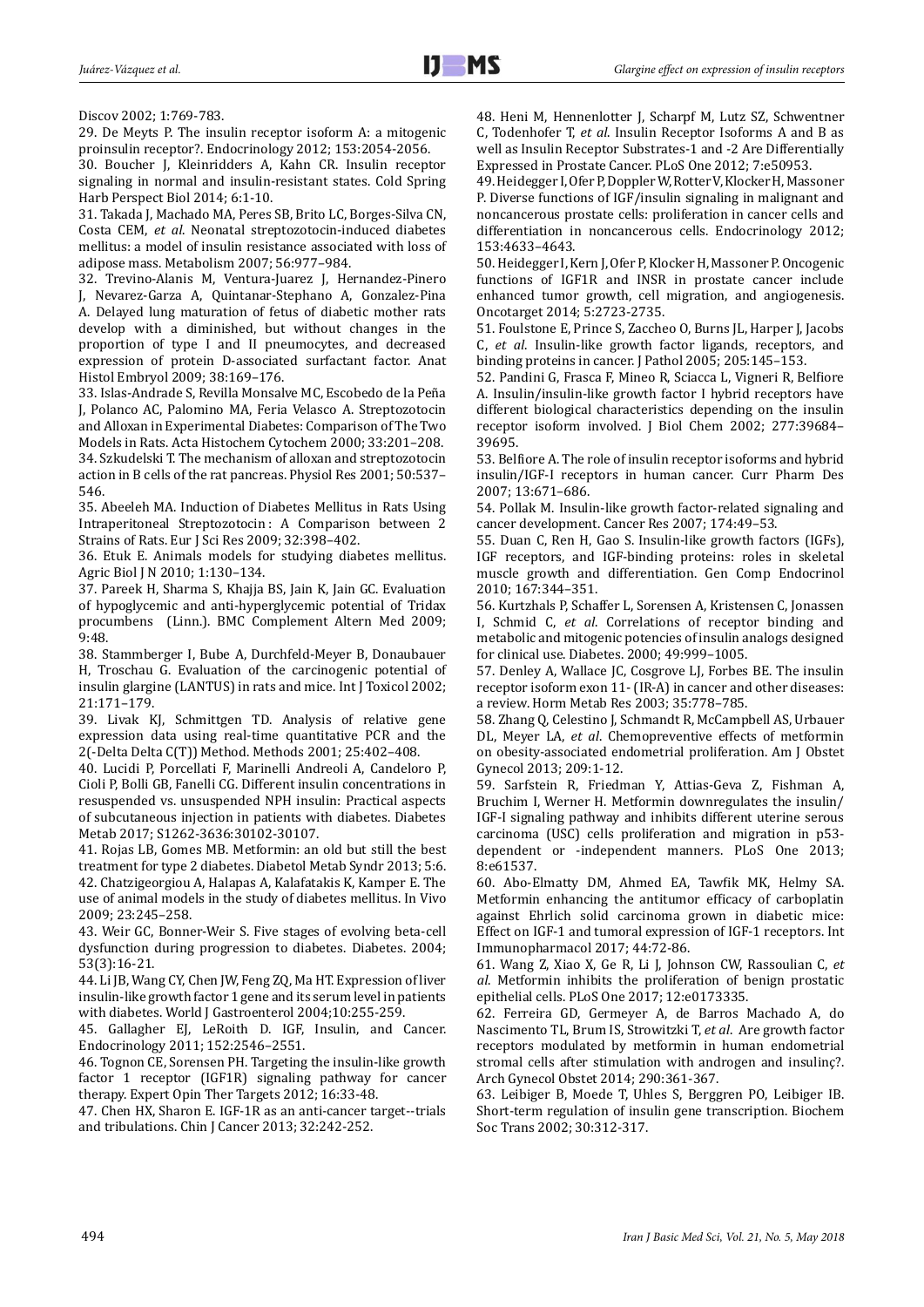Discov 2002; 1:769-783.

29. De Meyts P. The insulin receptor isoform A: a mitogenic proinsulin receptor?. Endocrinology 2012; 153:2054-2056.

30. Boucher J, Kleinridders A, Kahn CR. Insulin receptor signaling in normal and insulin-resistant states. Cold Spring Harb Perspect Biol 2014; 6:1-10.

31. Takada J, Machado MA, Peres SB, Brito LC, Borges-Silva CN, Costa CEM, *et al*. Neonatal streptozotocin-induced diabetes mellitus: a model of insulin resistance associated with loss of adipose mass. Metabolism 2007; 56:977–984.

32. Trevino-Alanis M, Ventura-Juarez J, Hernandez-Pinero J, Nevarez-Garza A, Quintanar-Stephano A, Gonzalez-Pina A. Delayed lung maturation of fetus of diabetic mother rats develop with a diminished, but without changes in the proportion of type I and II pneumocytes, and decreased expression of protein D-associated surfactant factor. Anat Histol Embryol 2009; 38:169–176.

33. Islas-Andrade S, Revilla Monsalve MC, Escobedo de la Peña J, Polanco AC, Palomino MA, Feria Velasco A. Streptozotocin and Alloxan in Experimental Diabetes: Comparison of The Two Models in Rats. Acta Histochem Cytochem 2000; 33:201–208.

34. Szkudelski T. The mechanism of alloxan and streptozotocin action in B cells of the rat pancreas. Physiol Res 2001; 50:537–546.

35. Abeeleh MA. Induction of Diabetes Mellitus in Rats Using Intraperitoneal Streptozotocin : A Comparison between 2 Strains of Rats. Eur J Sci Res 2009; 32:398–402.

36. Etuk E. Animals models for studying diabetes mellitus. Agric Biol J N 2010; 1:130–134.

37. Pareek H, Sharma S, Khajja BS, Jain K, Jain GC. Evaluation of hypoglycemic and anti-hyperglycemic potential of Tridax procumbens (Linn.). BMC Complement Altern Med 2009; 9:48.

38. Stammberger I, Bube A, Durchfeld-Meyer B, Donaubauer H, Troschau G. Evaluation of the carcinogenic potential of insulin glargine (LANTUS) in rats and mice. Int J Toxicol 2002; 21:171–179.

39. Livak KJ, Schmittgen TD. Analysis of relative gene expression data using real-time quantitative PCR and the 2(-Delta Delta C(T)) Method. Methods 2001; 25:402–408.

40. Lucidi P, Porcellati F, Marinelli Andreoli A, Candeloro P, Cioli P, Bolli GB, Fanelli CG. Different insulin concentrations in resuspended vs. unsuspended NPH insulin: Practical aspects of subcutaneous injection in patients with diabetes. Diabetes Metab 2017; S1262-3636:30102-30107.

41. Rojas LB, Gomes MB. Metformin: an old but still the best treatment for type 2 diabetes. Diabetol Metab Syndr 2013; 5:6.

42. Chatzigeorgiou A, Halapas A, Kalafatakis K, Kamper E. The use of animal models in the study of diabetes mellitus. In Vivo 2009; 23:245–258.

43. Weir GC, Bonner-Weir S. Five stages of evolving beta-cell dysfunction during progression to diabetes. Diabetes. 2004; 53(3):16-21.

44. Li JB, Wang CY, Chen JW, Feng ZQ, Ma HT. Expression of liver insulin-like growth factor 1 gene and its serum level in patients with diabetes. World J Gastroenterol 2004;10:255-259.

45. Gallagher EJ, LeRoith D. IGF, Insulin, and Cancer. Endocrinology 2011; 152:2546–2551.

46. Tognon CE, Sorensen PH. Targeting the insulin-like growth factor 1 receptor (IGF1R) signaling pathway for cancer therapy. Expert Opin Ther Targets 2012; 16:33-48.

47. Chen HX, Sharon E. IGF-1R as an anti-cancer target--trials and tribulations. Chin J Cancer 2013; 32:242-252.

48. Heni M, Hennenlotter J, Scharpf M, Lutz SZ, Schwentner C, Todenhofer T, *et al*. Insulin Receptor Isoforms A and B as well as Insulin Receptor Substrates-1 and -2 Are Differentially Expressed in Prostate Cancer. PLoS One 2012; 7:e50953.

49. Heidegger I, Ofer P, Doppler W, Rotter V, Klocker H, Massoner P. Diverse functions of IGF/insulin signaling in malignant and noncancerous prostate cells: proliferation in cancer cells and differentiation in noncancerous cells. Endocrinology 2012; 153:4633–4643.

50. Heidegger I, Kern J, Ofer P, Klocker H, Massoner P. Oncogenic functions of IGF1R and INSR in prostate cancer include enhanced tumor growth, cell migration, and angiogenesis. Oncotarget 2014; 5:2723-2735.

51. Foulstone E, Prince S, Zaccheo O, Burns JL, Harper J, Jacobs C, *et al*. Insulin-like growth factor ligands, receptors, and binding proteins in cancer. J Pathol 2005; 205:145–153.

52. Pandini G, Frasca F, Mineo R, Sciacca L, Vigneri R, Belfiore A. Insulin/insulin-like growth factor I hybrid receptors have different biological characteristics depending on the insulin receptor isoform involved. J Biol Chem 2002; 277:39684–39695.

53. Belfiore A. The role of insulin receptor isoforms and hybrid insulin/IGF-I receptors in human cancer. Curr Pharm Des 2007; 13:671–686.

54. Pollak M. Insulin-like growth factor-related signaling and cancer development. Cancer Res 2007; 174:49–53.

55. Duan C, Ren H, Gao S. Insulin-like growth factors (IGFs), IGF receptors, and IGF-binding proteins: roles in skeletal muscle growth and differentiation. Gen Comp Endocrinol 2010; 167:344–351.

56. Kurtzhals P, Schaffer L, Sorensen A, Kristensen C, Jonassen I, Schmid C, *et al*. Correlations of receptor binding and metabolic and mitogenic potencies of insulin analogs designed for clinical use. Diabetes. 2000; 49:999–1005.

57. Denley A, Wallace JC, Cosgrove LJ, Forbes BE. The insulin receptor isoform exon 11- (IR-A) in cancer and other diseases: a review. Horm Metab Res 2003; 35:778–785.

58. Zhang Q, Celestino J, Schmandt R, McCampbell AS, Urbauer DL, Meyer LA, *et al*. Chemopreventive effects of metformin on obesity-associated endometrial proliferation. Am J Obstet Gynecol 2013; 209:1-12.

59. Sarfstein R, Friedman Y, Attias-Geva Z, Fishman A, Bruchim I, Werner H. Metformin downregulates the insulin/IGF-I signaling pathway and inhibits different uterine serous carcinoma (USC) cells proliferation and migration in p53-dependent or -independent manners. PLoS One 2013; 8:e61537.

60. Abo-Elmatty DM, Ahmed EA, Tawfik MK, Helmy SA. Metformin enhancing the antitumor efficacy of carboplatin against Ehrlich solid carcinoma grown in diabetic mice: Effect on IGF-1 and tumoral expression of IGF-1 receptors. Int Immunopharmacol 2017; 44:72-86.

61. Wang Z, Xiao X, Ge R, Li J, Johnson CW, Rassoulian C, *et al*. Metformin inhibits the proliferation of benign prostatic epithelial cells. PLoS One 2017; 12:e0173335.

62. Ferreira GD, Germeyer A, de Barros Machado A, do Nascimento TL, Brum IS, Strowitzki T, *et al*. Are growth factor receptors modulated by metformin in human endometrial stromal cells after stimulation with androgen and insulinç?. Arch Gynecol Obstet 2014; 290:361-367.

63. Leibiger B, Moede T, Uhles S, Berggren PO, Leibiger IB. Short-term regulation of insulin gene transcription. Biochem Soc Trans 2002; 30:312-317.